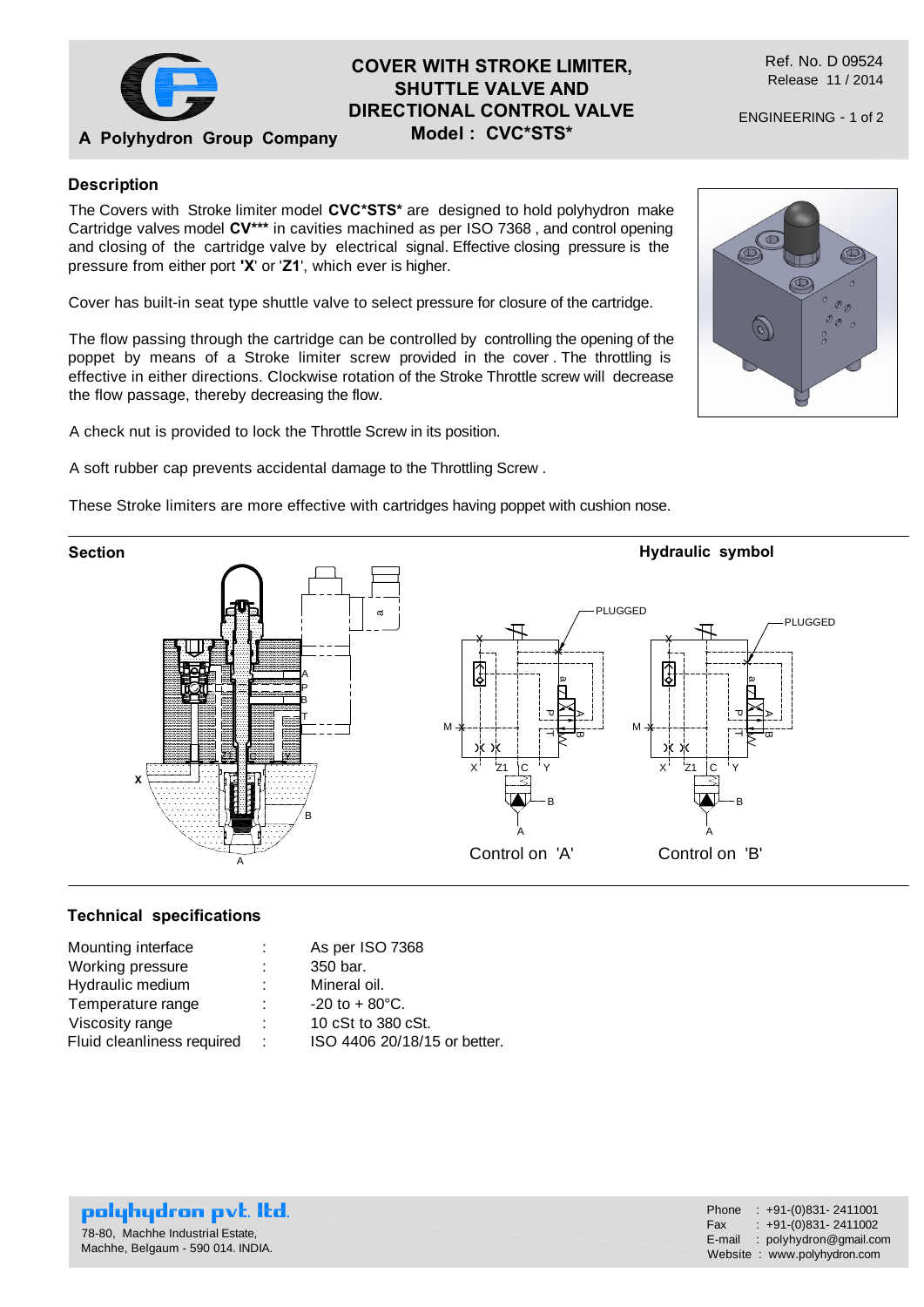# COVER WITH STROKE LIMITER, SHUTTLE VALVE AND DIRECTIONAL CONTROL VALVE

## Model : CVC*STS*

A Polyhydron Group Company

Ref. No. D 09524
Release 11 / 2014

ENGINEERING - 1 of 2

### Description

The Covers with Stroke limiter model **CVC*STS*** are designed to hold polyhydron make Cartridge valves model **CV***** in cavities machined as per ISO 7368 , and control opening and closing of the cartridge valve by electrical signal. Effective closing pressure is the pressure from either port **'X**' or '**Z1**', which ever is higher.

Cover has built-in seat type shuttle valve to select pressure for closure of the cartridge.

The flow passing through the cartridge can be controlled by controlling the opening of the poppet by means of a Stroke limiter screw provided in the cover . The throttling is effective in either directions. Clockwise rotation of the Stroke Throttle screw will decrease the flow passage, thereby decreasing the flow.

A check nut is provided to lock the Throttle Screw in its position.

A soft rubber cap prevents accidental damage to the Throttling Screw .

These Stroke limiters are more effective with cartridges having poppet with cushion nose.

### Section

### Hydraulic symbol

Control on 'A'

Control on 'B'

### Technical specifications

| | | |
|---|---|---|
| Mounting interface | : | As per ISO 7368 |
| Working pressure | : | 350 bar. |
| Hydraulic medium | : | Mineral oil. |
| Temperature range | : | -20 to + 80°C. |
| Viscosity range | : | 10 cSt to 380 cSt. |
| Fluid cleanliness required | : | ISO 4406 20/18/15 or better. |

**polyhydron pvt. ltd.**
78-80, Machhe Industrial Estate,
Machhe, Belgaum - 590 014. INDIA.

Phone : +91-(0)831- 2411001
Fax : +91-(0)831- 2411002
E-mail : polyhydron@gmail.com
Website : www.polyhydron.com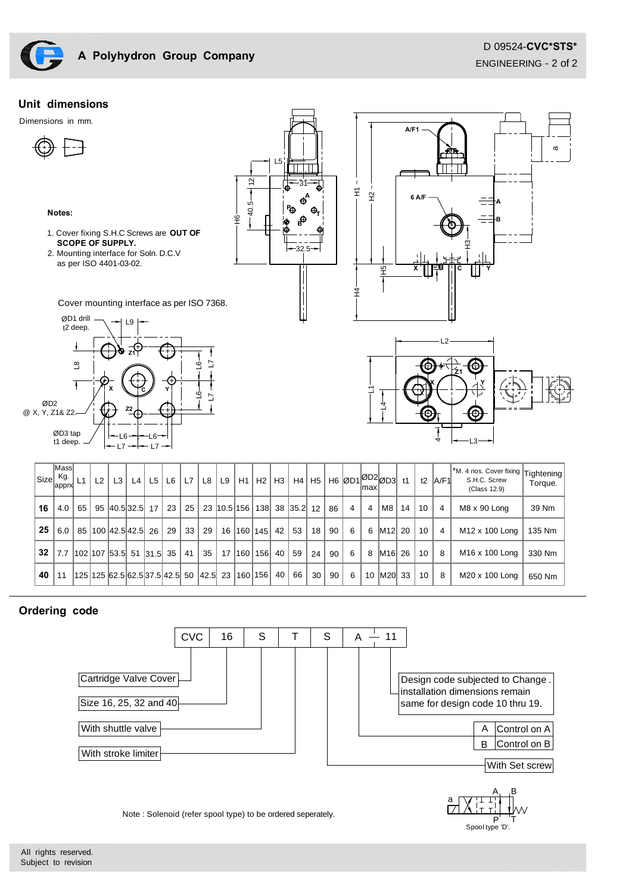## Unit dimensions

Dimensions in mm.

**Notes:**

1. Cover fixing S.H.C Screws are **OUT OF SCOPE OF SUPPLY.**
2. Mounting interface for Soln. D.C.V as per ISO 4401-03-02.

Cover mounting interface as per ISO 7368.

ØD1 drill t2 deep.

ØD2 @ X, Y, Z1& Z2.

ØD3 tap t1 deep.

| Size | Mass Kg. apprx | L1 | L2 | L3 | L4 | L5 | L6 | L7 | L8 | L9 | H1 | H2 | H3 | H4 | H5 | H6 | ØD1 | ØD2 max | ØD3 | t1 | t2 | A/F1 | *M. 4 nos. Cover fixing S.H.C. Screw (Class 12.9) | Tightening Torque. |
|---|---|---|---|---|---|---|---|---|---|---|---|---|---|---|---|---|---|---|---|---|---|---|---|---|
| **16** | 4.0 | 65 | 95 | 40.5 | 32.5 | 17 | 23 | 25 | 23 | 10.5 | 156 | 138 | 38 | 35.2 | 12 | 86 | 4 | 4 | M8 | 14 | 10 | 4 | M8 x 90 Long | 39 Nm |
| **25** | 6.0 | 85 | 100 | 42.5 | 42.5 | 26 | 29 | 33 | 29 | 16 | 160 | 145 | 42 | 53 | 18 | 90 | 6 | 6 | M12 | 20 | 10 | 4 | M12 x 100 Long | 135 Nm |
| **32** | 7.7 | 102 | 107 | 53.5 | 51 | 31.5 | 35 | 41 | 35 | 17 | 160 | 156 | 40 | 59 | 24 | 90 | 6 | 8 | M16 | 26 | 10 | 8 | M16 x 100 Long | 330 Nm |
| **40** | 11 | 125 | 125 | 62.5 | 62.5 | 37.5 | 42.5 | 50 | 42.5 | 23 | 160 | 156 | 40 | 66 | 30 | 90 | 6 | 10 | M20 | 33 | 10 | 8 | M20 x 100 Long | 650 Nm |

## Ordering code

CVC | 16 | S | T | S | A – 11

- CVC: Cartridge Valve Cover
- 16: Size 16, 25, 32 and 40
- S: With shuttle valve
- T: With stroke limiter
- S: With Set screw
- A: A – Control on A; B – Control on B
- 11: Design code subjected to Change. installation dimensions remain same for design code 10 thru 19.

Note : Solenoid (refer spool type) to be ordered seperately.

Spool type 'D'.

All rights reserved.
Subject to revision